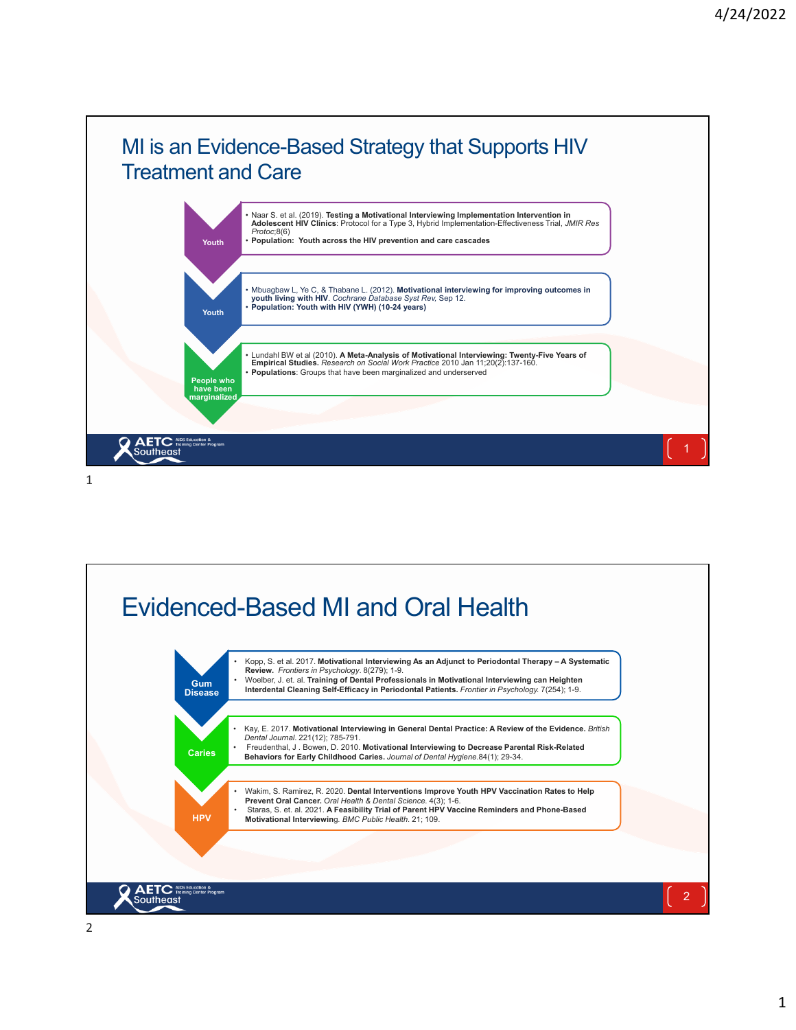## MI is an Evidence-Based Strategy that Supports HIV Treatment and Care

**Youth**

- Naar S. et al. (2019). **Testing a Motivational Interviewing Implementation Intervention in Adolescent HIV Clinics**: Protocol for a Type 3, Hybrid Implementation-Effectiveness Trial, *JMIR Res Protoc*;8(6)
- **Population: Youth across the HIV prevention and care cascades**

**Youth**

- Mbuagbaw L, Ye C, & Thabane L. (2012). **Motivational interviewing for improving outcomes in youth living with HIV**. *Cochrane Database Syst Rev*, Sep 12.
- **Population: Youth with HIV (YWH) (10-24 years)**

**People who have been marginalized**

- Lundahl BW et al (2010). **A Meta-Analysis of Motivational Interviewing: Twenty-Five Years of Empirical Studies.** *Research on Social Work Practice* 2010 Jan 11;20(2):137-160.
- **Populations**: Groups that have been marginalized and underserved

## Evidenced-Based MI and Oral Health

**Gum Disease**

- Kopp, S. et al. 2017. **Motivational Interviewing As an Adjunct to Periodontal Therapy – A Systematic Review.** *Frontiers in Psychology*. 8(279); 1-9.
- Woelber, J. et. al. **Training of Dental Professionals in Motivational Interviewing can Heighten Interdental Cleaning Self-Efficacy in Periodontal Patients.** *Frontier in Psychology.* 7(254); 1-9.

**Caries**

- Kay, E. 2017. **Motivational Interviewing in General Dental Practice: A Review of the Evidence.** *British Dental Journal*. 221(12); 785-791.
- Freudenthal, J . Bowen, D. 2010. **Motivational Interviewing to Decrease Parental Risk-Related Behaviors for Early Childhood Caries.** *Journal of Dental Hygiene*.84(1); 29-34.

**HPV**

- Wakim, S. Ramirez, R. 2020. **Dental Interventions Improve Youth HPV Vaccination Rates to Help Prevent Oral Cancer.** *Oral Health & Dental Science.* 4(3); 1-6.
- Staras, S. et. al. 2021. **A Feasibility Trial of Parent HPV Vaccine Reminders and Phone-Based Motivational Interviewing**. *BMC Public Health*. 21; 109.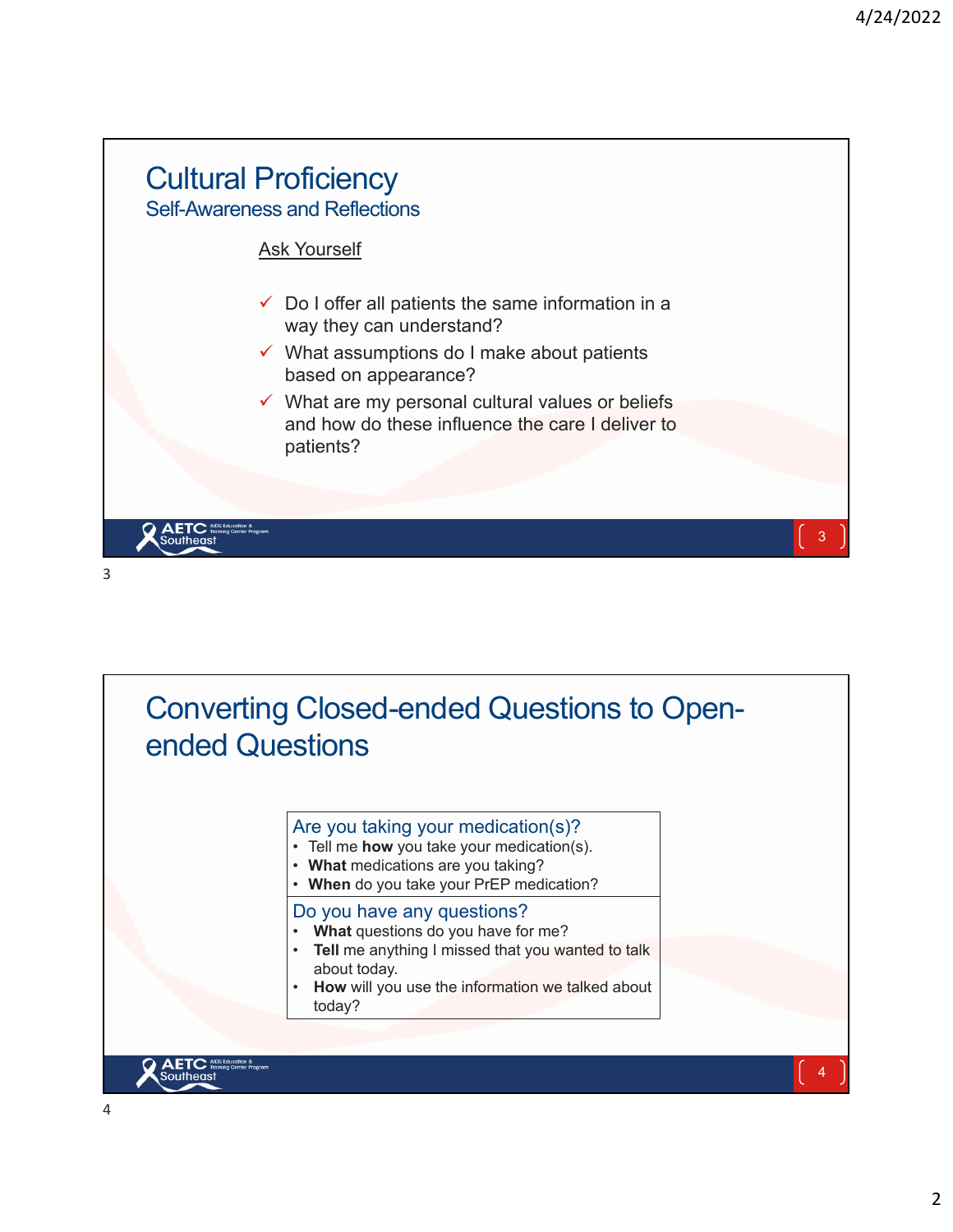# Cultural Proficiency

## Self-Awareness and Reflections

Ask Yourself

- ✓ Do I offer all patients the same information in a way they can understand?
- ✓ What assumptions do I make about patients based on appearance?
- ✓ What are my personal cultural values or beliefs and how do these influence the care I deliver to patients?

# Converting Closed-ended Questions to Open-ended Questions

**Are you taking your medication(s)?**

- Tell me **how** you take your medication(s).
- **What** medications are you taking?
- **When** do you take your PrEP medication?

**Do you have any questions?**

- **What** questions do you have for me?
- **Tell** me anything I missed that you wanted to talk about today.
- **How** will you use the information we talked about today?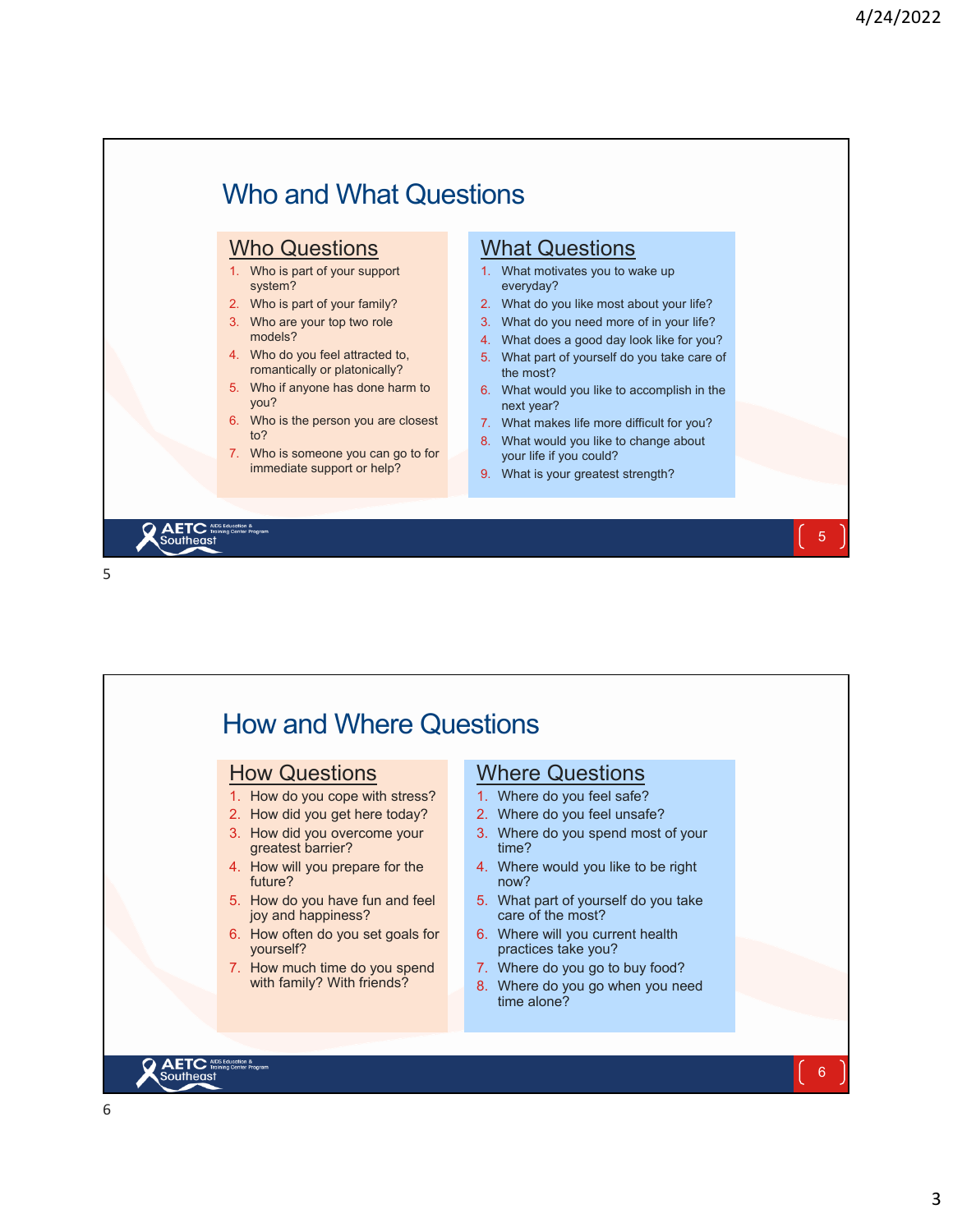# Who and What Questions

## Who Questions

1. Who is part of your support system?
2. Who is part of your family?
3. Who are your top two role models?
4. Who do you feel attracted to, romantically or platonically?
5. Who if anyone has done harm to you?
6. Who is the person you are closest to?
7. Who is someone you can go to for immediate support or help?

## What Questions

1. What motivates you to wake up everyday?
2. What do you like most about your life?
3. What do you need more of in your life?
4. What does a good day look like for you?
5. What part of yourself do you take care of the most?
6. What would you like to accomplish in the next year?
7. What makes life more difficult for you?
8. What would you like to change about your life if you could?
9. What is your greatest strength?

# How and Where Questions

## How Questions

1. How do you cope with stress?
2. How did you get here today?
3. How did you overcome your greatest barrier?
4. How will you prepare for the future?
5. How do you have fun and feel joy and happiness?
6. How often do you set goals for yourself?
7. How much time do you spend with family? With friends?

## Where Questions

1. Where do you feel safe?
2. Where do you feel unsafe?
3. Where do you spend most of your time?
4. Where would you like to be right now?
5. What part of yourself do you take care of the most?
6. Where will you current health practices take you?
7. Where do you go to buy food?
8. Where do you go when you need time alone?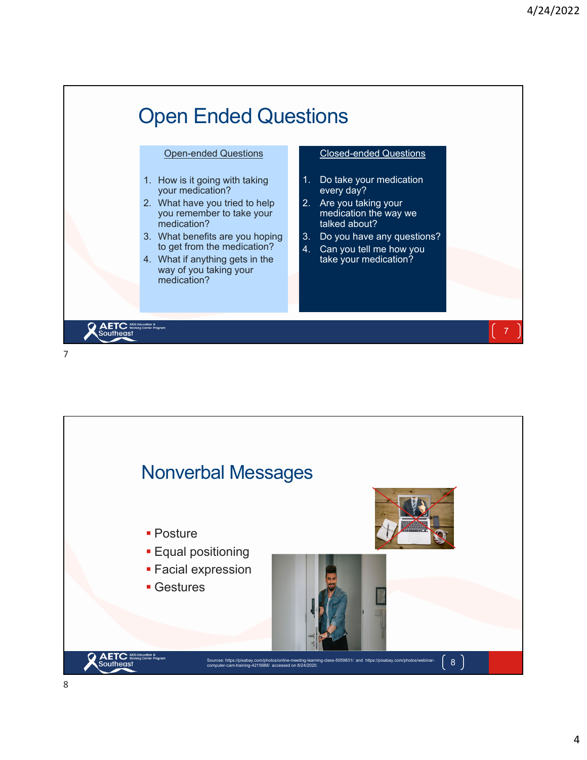## Open Ended Questions

| Open-ended Questions | Closed-ended Questions |
| --- | --- |
| 1. How is it going with taking your medication? | 1. Do take your medication every day? |
| 2. What have you tried to help you remember to take your medication? | 2. Are you taking your medication the way we talked about? |
| 3. What benefits are you hoping to get from the medication? | 3. Do you have any questions? |
| 4. What if anything gets in the way of you taking your medication? | 4. Can you tell me how you take your medication? |

## Nonverbal Messages

- Posture
- Equal positioning
- Facial expression
- Gestures

Sources: https://pixabay.com/photos/online-meeting-learning-class-5059831/ and https://pixabay.com/photos/webinar-computer-cam-training-4215688/ accessed on 8/24/2020.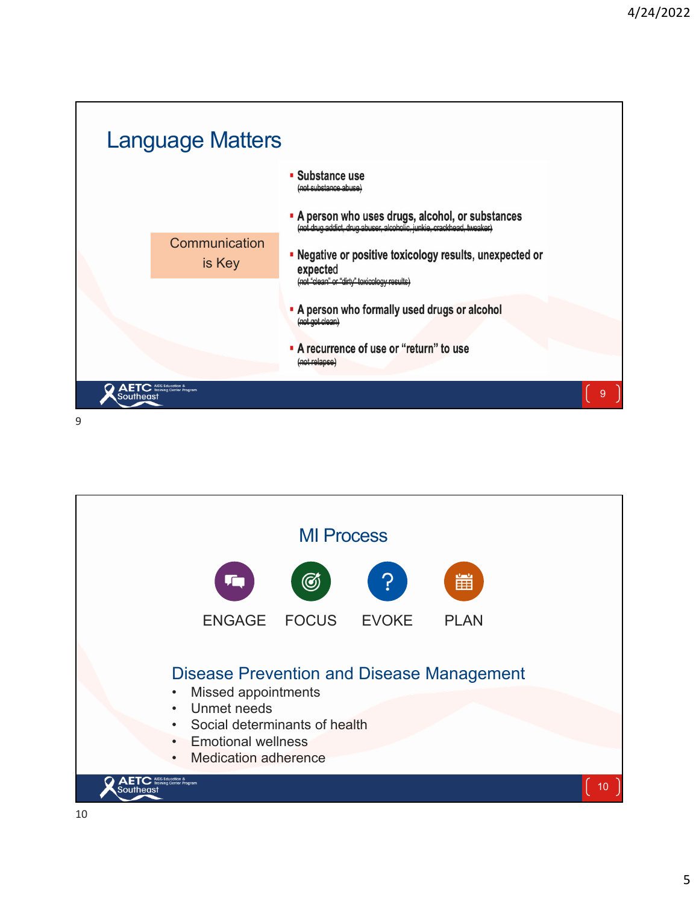## Language Matters

Communication is Key

- **Substance use**
  ~~(not substance abuse)~~
- **A person who uses drugs, alcohol, or substances**
  ~~(not drug addict, drug abuser, alcoholic, junkie, crackhead, tweaker)~~
- **Negative or positive toxicology results, unexpected or expected**
  ~~(not "clean" or "dirty" toxicology results)~~
- **A person who formally used drugs or alcohol**
  ~~(not got clean)~~
- **A recurrence of use or "return" to use**
  ~~(not relapse)~~

## MI Process

ENGAGE FOCUS EVOKE PLAN

### Disease Prevention and Disease Management

- Missed appointments
- Unmet needs
- Social determinants of health
- Emotional wellness
- Medication adherence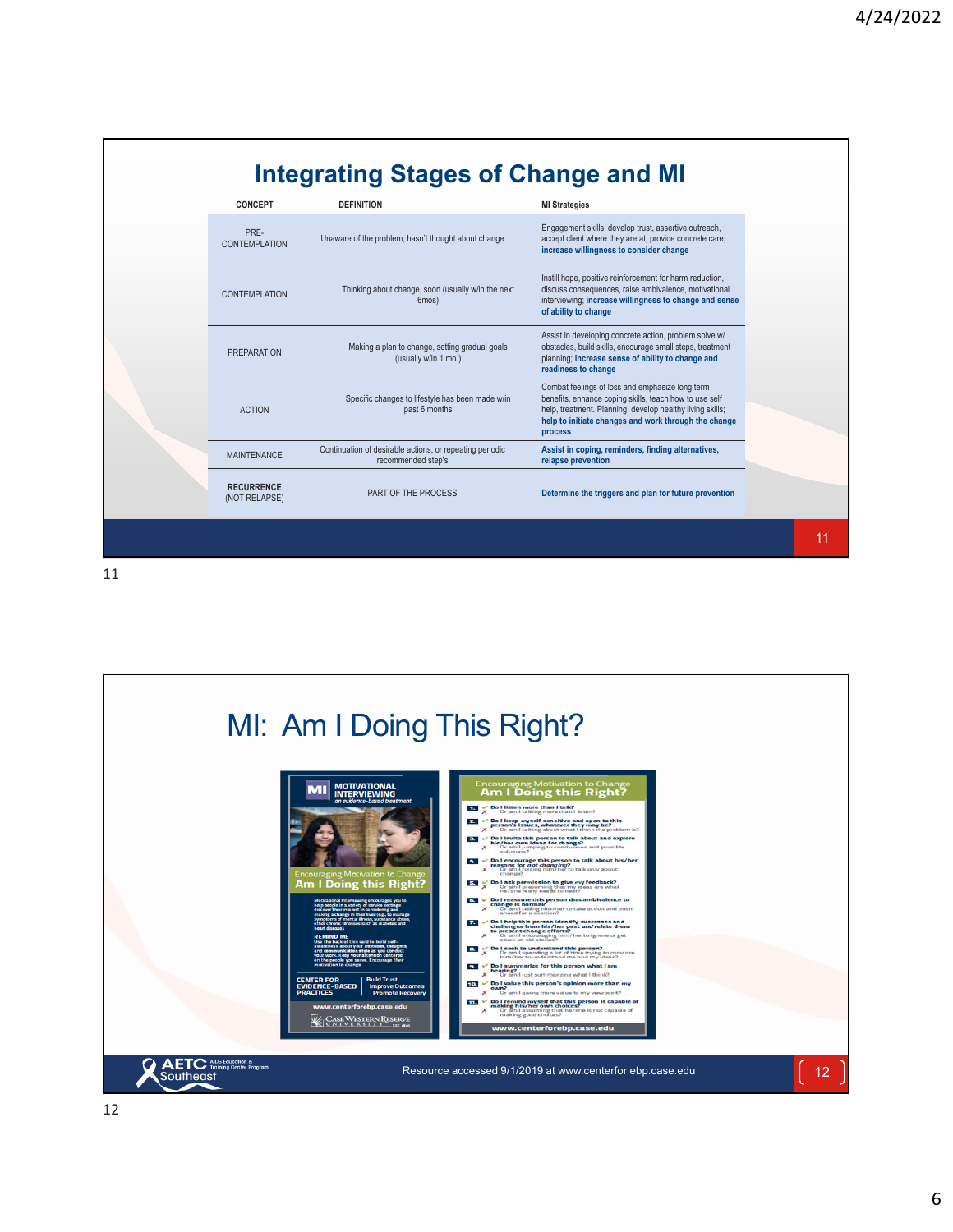# Integrating Stages of Change and MI

| CONCEPT | DEFINITION | MI Strategies |
|---|---|---|
| PRE-CONTEMPLATION | Unaware of the problem, hasn't thought about change | Engagement skills, develop trust, assertive outreach, accept client where they are at, provide concrete care; **increase willingness to consider change** |
| CONTEMPLATION | Thinking about change, soon (usually w/in the next 6mos) | Instill hope, positive reinforcement for harm reduction, discuss consequences, raise ambivalence, motivational interviewing; **increase willingness to change and sense of ability to change** |
| PREPARATION | Making a plan to change, setting gradual goals (usually w/in 1 mo.) | Assist in developing concrete action, problem solve w/ obstacles, build skills, encourage small steps, treatment planning; **increase sense of ability to change and readiness to change** |
| ACTION | Specific changes to lifestyle has been made w/in past 6 months | Combat feelings of loss and emphasize long term benefits, enhance coping skills, teach how to use self help, treatment. Planning, develop healthy living skills; **help to initiate changes and work through the change process** |
| MAINTENANCE | Continuation of desirable actions, or repeating periodic recommended step's | **Assist in coping, reminders, finding alternatives, relapse prevention** |
| **RECURRENCE** (NOT RELAPSE) | PART OF THE PROCESS | **Determine the triggers and plan for future prevention** |

# MI: Am I Doing This Right?

Resource accessed 9/1/2019 at www.centerfor ebp.case.edu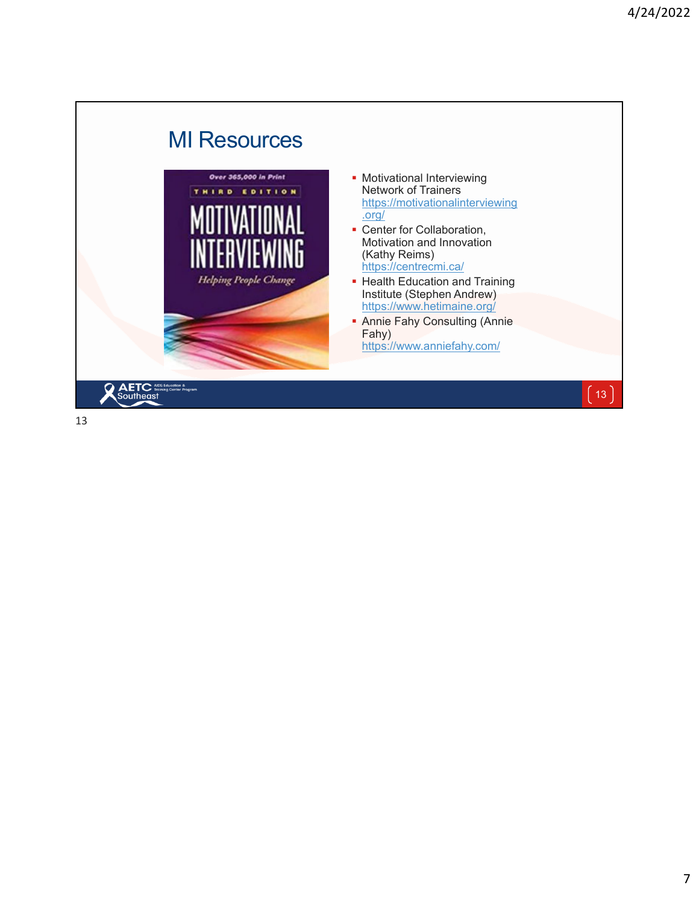## MI Resources

- Motivational Interviewing Network of Trainers https://motivationalinterviewing.org/
- Center for Collaboration, Motivation and Innovation (Kathy Reims) https://centrecmi.ca/
- Health Education and Training Institute (Stephen Andrew) https://www.hetimaine.org/
- Annie Fahy Consulting (Annie Fahy) https://www.anniefahy.com/